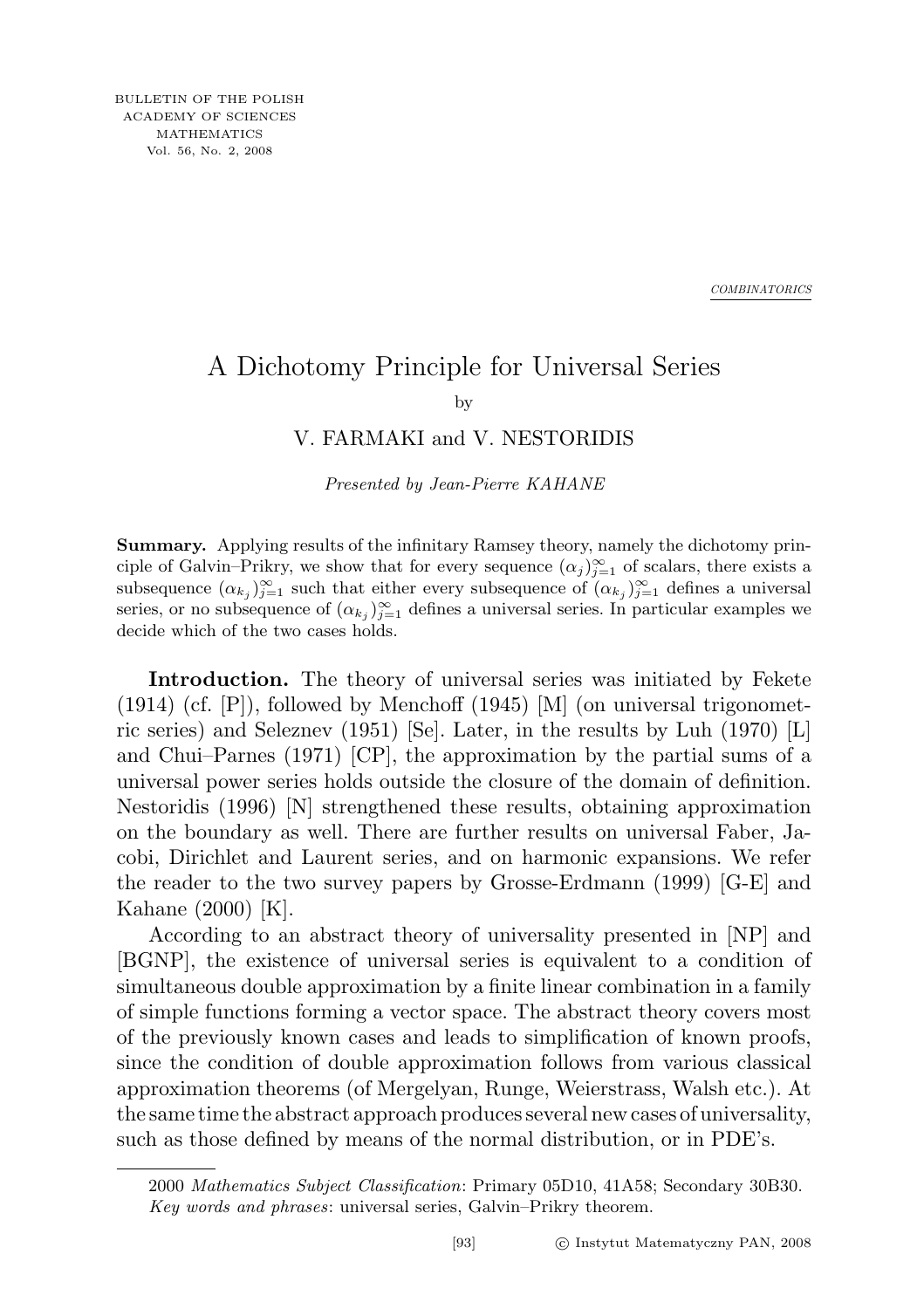COMBINATORICS

# A Dichotomy Principle for Universal Series

by

V. FARMAKI and V. NESTORIDIS

*Presented by Jean-Pierre KAHANE*

**Summary.** Applying results of the infinitary Ramsey theory, namely the dichotomy principle of Galvin–Prikry, we show that for every sequence $(\alpha_j)_{j=1}^{\infty}$ of scalars, there exists a subsequence $(\alpha_{k_j})_{j=1}^{\infty}$ such that either every subsequence of $(\alpha_{k_j})_{j=1}^{\infty}$ defines a universal series, or no subsequence of $(\alpha_{k_j})_{j=1}^{\infty}$ defines a universal series. In particular examples we decide which of the two cases holds.

**Introduction.** The theory of universal series was initiated by Fekete (1914) (cf. [P]), followed by Menchoff (1945) [M] (on universal trigonometric series) and Seleznev (1951) [Se]. Later, in the results by Luh (1970) [L] and Chui–Parnes (1971) [CP], the approximation by the partial sums of a universal power series holds outside the closure of the domain of definition. Nestoridis (1996) [N] strengthened these results, obtaining approximation on the boundary as well. There are further results on universal Faber, Jacobi, Dirichlet and Laurent series, and on harmonic expansions. We refer the reader to the two survey papers by Grosse-Erdmann (1999) [G-E] and Kahane (2000) [K].

According to an abstract theory of universality presented in [NP] and [BGNP], the existence of universal series is equivalent to a condition of simultaneous double approximation by a finite linear combination in a family of simple functions forming a vector space. The abstract theory covers most of the previously known cases and leads to simplification of known proofs, since the condition of double approximation follows from various classical approximation theorems (of Mergelyan, Runge, Weierstrass, Walsh etc.). At the same time the abstract approach produces several new cases of universality, such as those defined by means of the normal distribution, or in PDE's.

---

2000 *Mathematics Subject Classification*: Primary 05D10, 41A58; Secondary 30B30.

*Key words and phrases*: universal series, Galvin–Prikry theorem.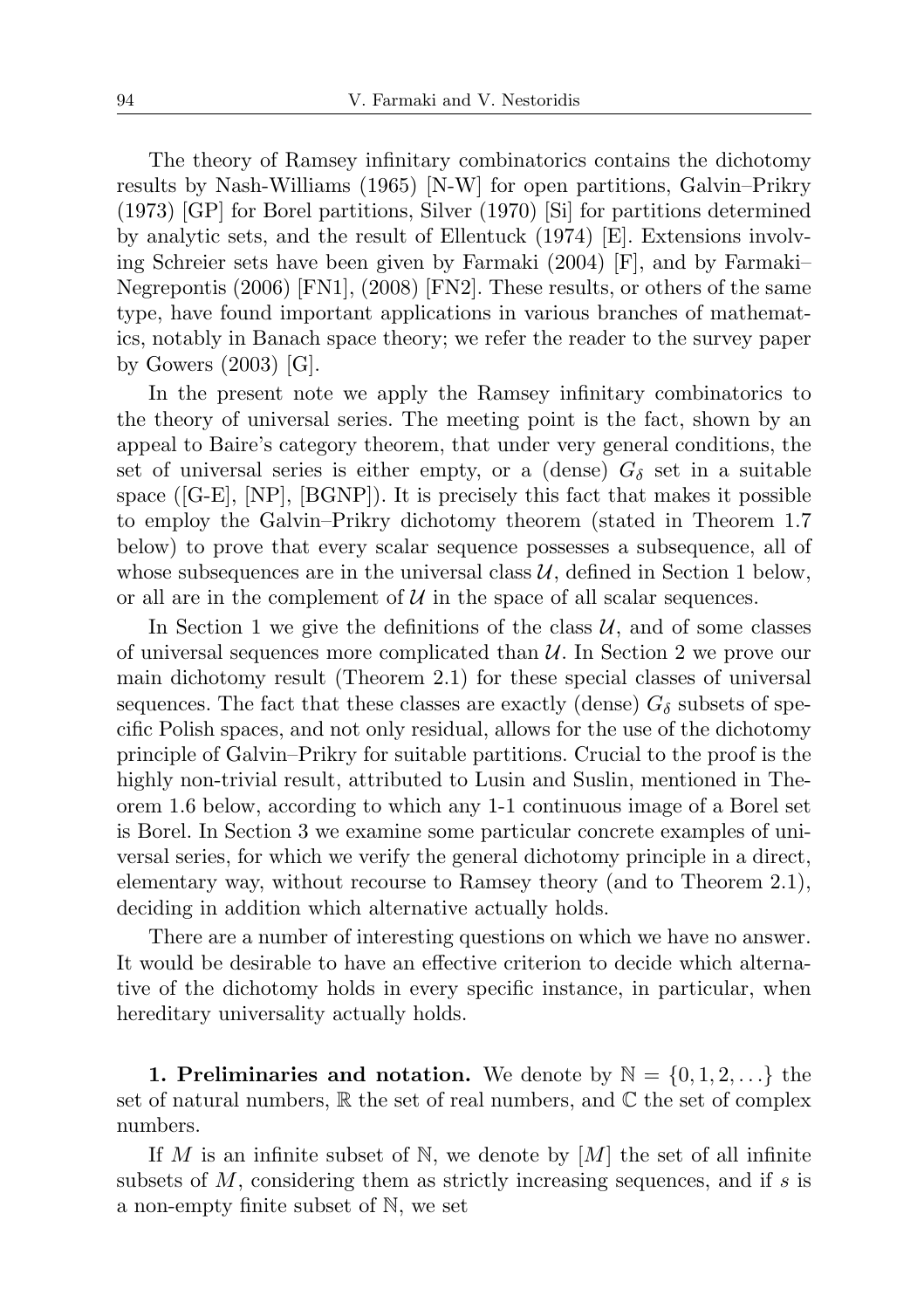The theory of Ramsey infinitary combinatorics contains the dichotomy results by Nash-Williams (1965) [N-W] for open partitions, Galvin–Prikry (1973) [GP] for Borel partitions, Silver (1970) [Si] for partitions determined by analytic sets, and the result of Ellentuck (1974) [E]. Extensions involving Schreier sets have been given by Farmaki (2004) [F], and by Farmaki–Negrepontis (2006) [FN1], (2008) [FN2]. These results, or others of the same type, have found important applications in various branches of mathematics, notably in Banach space theory; we refer the reader to the survey paper by Gowers (2003) [G].

In the present note we apply the Ramsey infinitary combinatorics to the theory of universal series. The meeting point is the fact, shown by an appeal to Baire's category theorem, that under very general conditions, the set of universal series is either empty, or a (dense) $G_\delta$ set in a suitable space ([G-E], [NP], [BGNP]). It is precisely this fact that makes it possible to employ the Galvin–Prikry dichotomy theorem (stated in Theorem 1.7 below) to prove that every scalar sequence possesses a subsequence, all of whose subsequences are in the universal class $\mathcal{U}$, defined in Section 1 below, or all are in the complement of $\mathcal{U}$ in the space of all scalar sequences.

In Section 1 we give the definitions of the class $\mathcal{U}$, and of some classes of universal sequences more complicated than $\mathcal{U}$. In Section 2 we prove our main dichotomy result (Theorem 2.1) for these special classes of universal sequences. The fact that these classes are exactly (dense) $G_\delta$ subsets of specific Polish spaces, and not only residual, allows for the use of the dichotomy principle of Galvin–Prikry for suitable partitions. Crucial to the proof is the highly non-trivial result, attributed to Lusin and Suslin, mentioned in Theorem 1.6 below, according to which any 1-1 continuous image of a Borel set is Borel. In Section 3 we examine some particular concrete examples of universal series, for which we verify the general dichotomy principle in a direct, elementary way, without recourse to Ramsey theory (and to Theorem 2.1), deciding in addition which alternative actually holds.

There are a number of interesting questions on which we have no answer. It would be desirable to have an effective criterion to decide which alternative of the dichotomy holds in every specific instance, in particular, when hereditary universality actually holds.

**1. Preliminaries and notation.** We denote by $\mathbb{N} = \{0, 1, 2, \dots\}$ the set of natural numbers, $\mathbb{R}$ the set of real numbers, and $\mathbb{C}$ the set of complex numbers.

If $M$ is an infinite subset of $\mathbb{N}$, we denote by $[M]$ the set of all infinite subsets of $M$, considering them as strictly increasing sequences, and if $s$ is a non-empty finite subset of $\mathbb{N}$, we set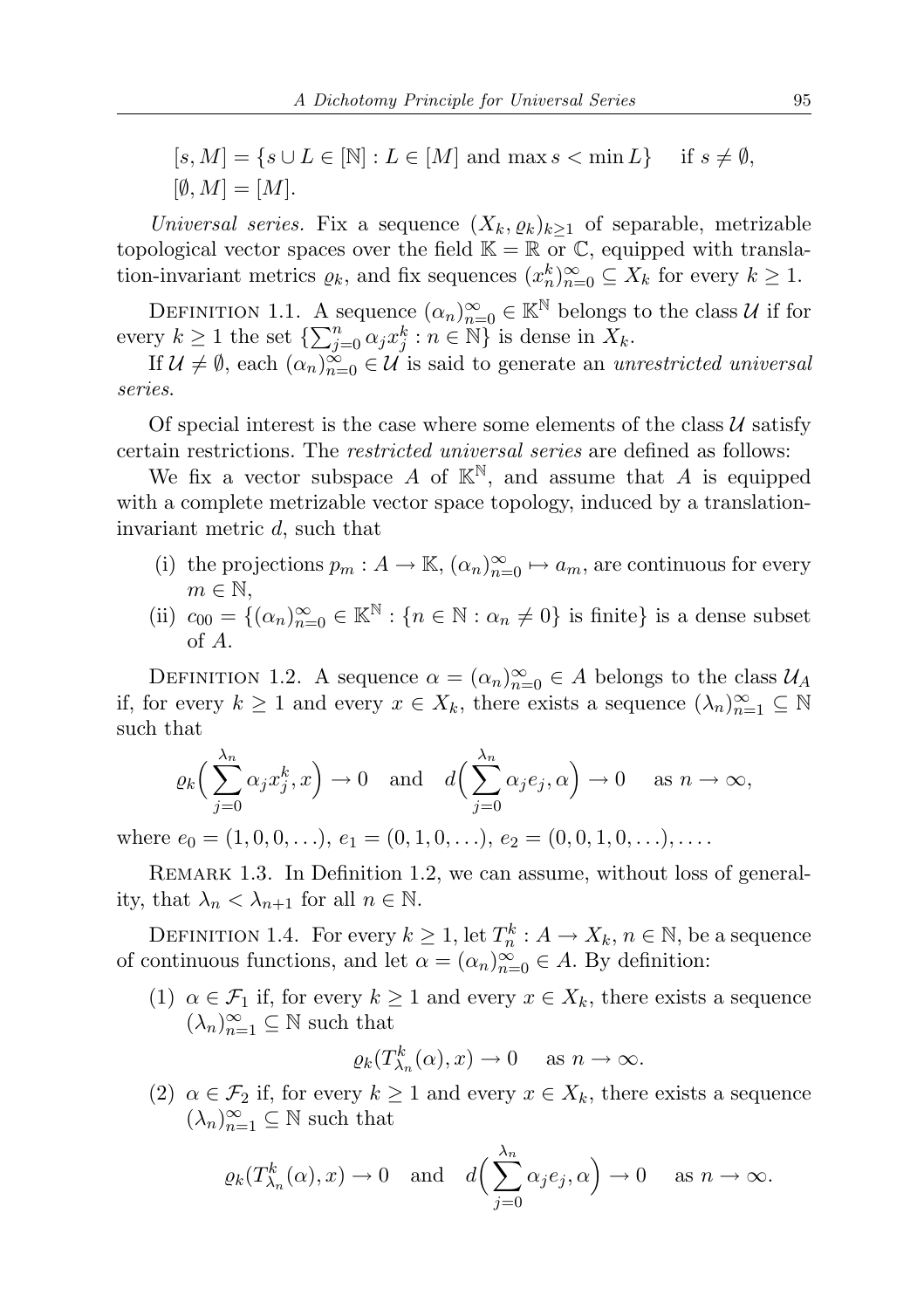$$[s, M] = \{s \cup L \in [\mathbb{N}] : L \in [M] \text{ and } \max s < \min L\} \quad \text{if } s \neq \emptyset,$$
$$[\emptyset, M] = [M].$$

*Universal series.* Fix a sequence $(X_k, \varrho_k)_{k\geq 1}$ of separable, metrizable topological vector spaces over the field $\mathbb{K} = \mathbb{R}$ or $\mathbb{C}$, equipped with translation-invariant metrics $\varrho_k$, and fix sequences $(x_n^k)_{n=0}^\infty \subseteq X_k$ for every $k \geq 1$.

Definition 1.1. A sequence $(\alpha_n)_{n=0}^\infty \in \mathbb{K}^\mathbb{N}$ belongs to the class $\mathcal{U}$ if for every $k \geq 1$ the set $\{\sum_{j=0}^n \alpha_j x_j^k : n \in \mathbb{N}\}$ is dense in $X_k$.

If $\mathcal{U} \neq \emptyset$, each $(\alpha_n)_{n=0}^\infty \in \mathcal{U}$ is said to generate an *unrestricted universal series*.

Of special interest is the case where some elements of the class $\mathcal{U}$ satisfy certain restrictions. The *restricted universal series* are defined as follows:

We fix a vector subspace $A$ of $\mathbb{K}^\mathbb{N}$, and assume that $A$ is equipped with a complete metrizable vector space topology, induced by a translation-invariant metric $d$, such that

(i) the projections $p_m : A \to \mathbb{K}$, $(\alpha_n)_{n=0}^\infty \mapsto a_m$, are continuous for every $m \in \mathbb{N}$,

(ii) $c_{00} = \{(\alpha_n)_{n=0}^\infty \in \mathbb{K}^\mathbb{N} : \{n \in \mathbb{N} : \alpha_n \neq 0\} \text{ is finite}\}$ is a dense subset of $A$.

Definition 1.2. A sequence $\alpha = (\alpha_n)_{n=0}^\infty \in A$ belongs to the class $\mathcal{U}_A$ if, for every $k \geq 1$ and every $x \in X_k$, there exists a sequence $(\lambda_n)_{n=1}^\infty \subseteq \mathbb{N}$ such that

$$\varrho_k\Big(\sum_{j=0}^{\lambda_n} \alpha_j x_j^k, x\Big) \to 0 \quad \text{and} \quad d\Big(\sum_{j=0}^{\lambda_n} \alpha_j e_j, \alpha\Big) \to 0 \quad \text{as } n \to \infty,$$

where $e_0 = (1, 0, 0, \ldots)$, $e_1 = (0, 1, 0, \ldots)$, $e_2 = (0, 0, 1, 0, \ldots), \ldots$.

Remark 1.3. In Definition 1.2, we can assume, without loss of generality, that $\lambda_n < \lambda_{n+1}$ for all $n \in \mathbb{N}$.

Definition 1.4. For every $k \geq 1$, let $T_n^k : A \to X_k$, $n \in \mathbb{N}$, be a sequence of continuous functions, and let $\alpha = (\alpha_n)_{n=0}^\infty \in A$. By definition:

(1) $\alpha \in \mathcal{F}_1$ if, for every $k \geq 1$ and every $x \in X_k$, there exists a sequence $(\lambda_n)_{n=1}^\infty \subseteq \mathbb{N}$ such that

$$\varrho_k(T_{\lambda_n}^k(\alpha), x) \to 0 \quad \text{as } n \to \infty.$$

(2) $\alpha \in \mathcal{F}_2$ if, for every $k \geq 1$ and every $x \in X_k$, there exists a sequence $(\lambda_n)_{n=1}^\infty \subseteq \mathbb{N}$ such that

$$\varrho_k(T_{\lambda_n}^k(\alpha), x) \to 0 \quad \text{and} \quad d\Big(\sum_{j=0}^{\lambda_n} \alpha_j e_j, \alpha\Big) \to 0 \quad \text{as } n \to \infty.$$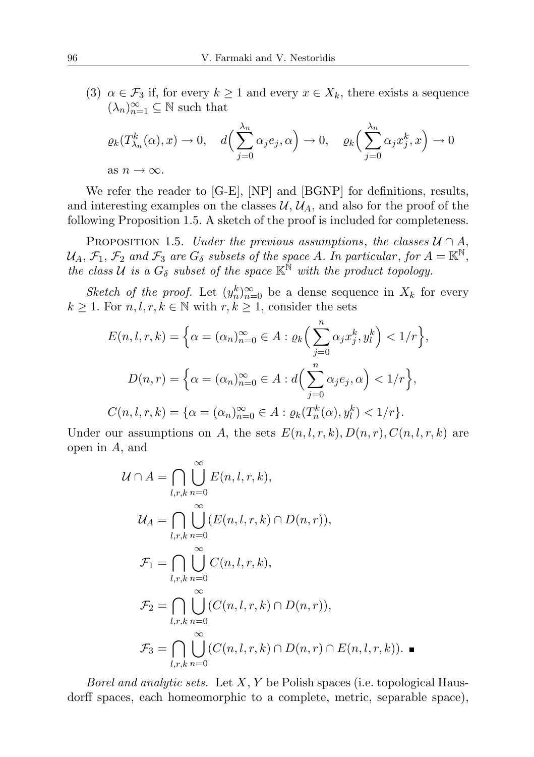(3) $\alpha \in \mathcal{F}_3$ if, for every $k \geq 1$ and every $x \in X_k$, there exists a sequence $(\lambda_n)_{n=1}^{\infty} \subseteq \mathbb{N}$ such that

$$\varrho_k(T^k_{\lambda_n}(\alpha), x) \to 0, \quad d\Big(\sum_{j=0}^{\lambda_n} \alpha_j e_j, \alpha\Big) \to 0, \quad \varrho_k\Big(\sum_{j=0}^{\lambda_n} \alpha_j x^k_j, x\Big) \to 0$$

as $n \to \infty$.

We refer the reader to [G-E], [NP] and [BGNP] for definitions, results, and interesting examples on the classes $\mathcal{U}$, $\mathcal{U}_A$, and also for the proof of the following Proposition 1.5. A sketch of the proof is included for completeness.

Proposition 1.5. *Under the previous assumptions, the classes $\mathcal{U} \cap A$, $\mathcal{U}_A$, $\mathcal{F}_1$, $\mathcal{F}_2$ and $\mathcal{F}_3$ are $G_\delta$ subsets of the space $A$. In particular, for $A = \mathbb{K}^{\mathbb{N}}$, the class $\mathcal{U}$ is a $G_\delta$ subset of the space $\mathbb{K}^{\mathbb{N}}$ with the product topology.*

*Sketch of the proof.* Let $(y^k_n)_{n=0}^{\infty}$ be a dense sequence in $X_k$ for every $k \geq 1$. For $n, l, r, k \in \mathbb{N}$ with $r, k \geq 1$, consider the sets

$$E(n,l,r,k) = \Big\{\alpha = (\alpha_n)_{n=0}^{\infty} \in A : \varrho_k\Big(\sum_{j=0}^{n} \alpha_j x^k_j, y^k_l\Big) < 1/r\Big\},$$

$$D(n,r) = \Big\{\alpha = (\alpha_n)_{n=0}^{\infty} \in A : d\Big(\sum_{j=0}^{n} \alpha_j e_j, \alpha\Big) < 1/r\Big\},$$

$$C(n,l,r,k) = \{\alpha = (\alpha_n)_{n=0}^{\infty} \in A : \varrho_k(T^k_n(\alpha), y^k_l) < 1/r\}.$$

Under our assumptions on $A$, the sets $E(n,l,r,k), D(n,r), C(n,l,r,k)$ are open in $A$, and

$$\mathcal{U} \cap A = \bigcap_{l,r,k} \bigcup_{n=0}^{\infty} E(n,l,r,k),$$

$$\mathcal{U}_A = \bigcap_{l,r,k} \bigcup_{n=0}^{\infty} (E(n,l,r,k) \cap D(n,r)),$$

$$\mathcal{F}_1 = \bigcap_{l,r,k} \bigcup_{n=0}^{\infty} C(n,l,r,k),$$

$$\mathcal{F}_2 = \bigcap_{l,r,k} \bigcup_{n=0}^{\infty} (C(n,l,r,k) \cap D(n,r)),$$

$$\mathcal{F}_3 = \bigcap_{l,r,k} \bigcup_{n=0}^{\infty} (C(n,l,r,k) \cap D(n,r) \cap E(n,l,r,k)). \ \blacksquare$$

*Borel and analytic sets.* Let $X, Y$ be Polish spaces (i.e. topological Hausdorff spaces, each homeomorphic to a complete, metric, separable space),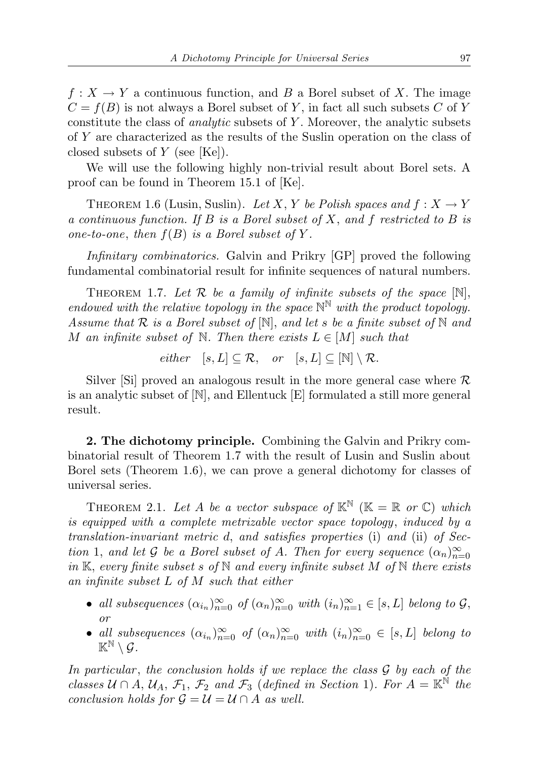$f : X \to Y$ a continuous function, and $B$ a Borel subset of $X$. The image $C = f(B)$ is not always a Borel subset of $Y$, in fact all such subsets $C$ of $Y$ constitute the class of *analytic* subsets of $Y$. Moreover, the analytic subsets of $Y$ are characterized as the results of the Suslin operation on the class of closed subsets of $Y$ (see [Ke]).

We will use the following highly non-trivial result about Borel sets. A proof can be found in Theorem 15.1 of [Ke].

THEOREM 1.6 (Lusin, Suslin). *Let $X, Y$ be Polish spaces and $f : X \to Y$ a continuous function. If $B$ is a Borel subset of $X$, and $f$ restricted to $B$ is one-to-one, then $f(B)$ is a Borel subset of $Y$.*

*Infinitary combinatorics.* Galvin and Prikry [GP] proved the following fundamental combinatorial result for infinite sequences of natural numbers.

THEOREM 1.7. *Let $\mathcal{R}$ be a family of infinite subsets of the space $[\mathbb{N}]$, endowed with the relative topology in the space $\mathbb{N}^{\mathbb{N}}$ with the product topology. Assume that $\mathcal{R}$ is a Borel subset of $[\mathbb{N}]$, and let $s$ be a finite subset of $\mathbb{N}$ and $M$ an infinite subset of $\mathbb{N}$. Then there exists $L \in [M]$ such that*

$$\text{either} \quad [s, L] \subseteq \mathcal{R}, \quad \text{or} \quad [s, L] \subseteq [\mathbb{N}] \setminus \mathcal{R}.$$

Silver [Si] proved an analogous result in the more general case where $\mathcal{R}$ is an analytic subset of $[\mathbb{N}]$, and Ellentuck [E] formulated a still more general result.

**2. The dichotomy principle.** Combining the Galvin and Prikry combinatorial result of Theorem 1.7 with the result of Lusin and Suslin about Borel sets (Theorem 1.6), we can prove a general dichotomy for classes of universal series.

THEOREM 2.1. *Let $A$ be a vector subspace of $\mathbb{K}^{\mathbb{N}}$ ($\mathbb{K} = \mathbb{R}$ or $\mathbb{C}$) which is equipped with a complete metrizable vector space topology, induced by a translation-invariant metric $d$, and satisfies properties* (i) *and* (ii) *of Section* 1, *and let $\mathcal{G}$ be a Borel subset of $A$. Then for every sequence $(\alpha_n)_{n=0}^{\infty}$ in $\mathbb{K}$, every finite subset $s$ of $\mathbb{N}$ and every infinite subset $M$ of $\mathbb{N}$ there exists an infinite subset $L$ of $M$ such that either*

- *all subsequences $(\alpha_{i_n})_{n=0}^{\infty}$ of $(\alpha_n)_{n=0}^{\infty}$ with $(i_n)_{n=1}^{\infty} \in [s, L]$ belong to $\mathcal{G}$, or*
- *all subsequences $(\alpha_{i_n})_{n=0}^{\infty}$ of $(\alpha_n)_{n=0}^{\infty}$ with $(i_n)_{n=0}^{\infty} \in [s, L]$ belong to $\mathbb{K}^{\mathbb{N}} \setminus \mathcal{G}$.*

*In particular, the conclusion holds if we replace the class $\mathcal{G}$ by each of the classes $\mathcal{U} \cap A$, $\mathcal{U}_A$, $\mathcal{F}_1$, $\mathcal{F}_2$ and $\mathcal{F}_3$ (defined in Section* 1). *For $A = \mathbb{K}^{\mathbb{N}}$ the conclusion holds for $\mathcal{G} = \mathcal{U} = \mathcal{U} \cap A$ as well.*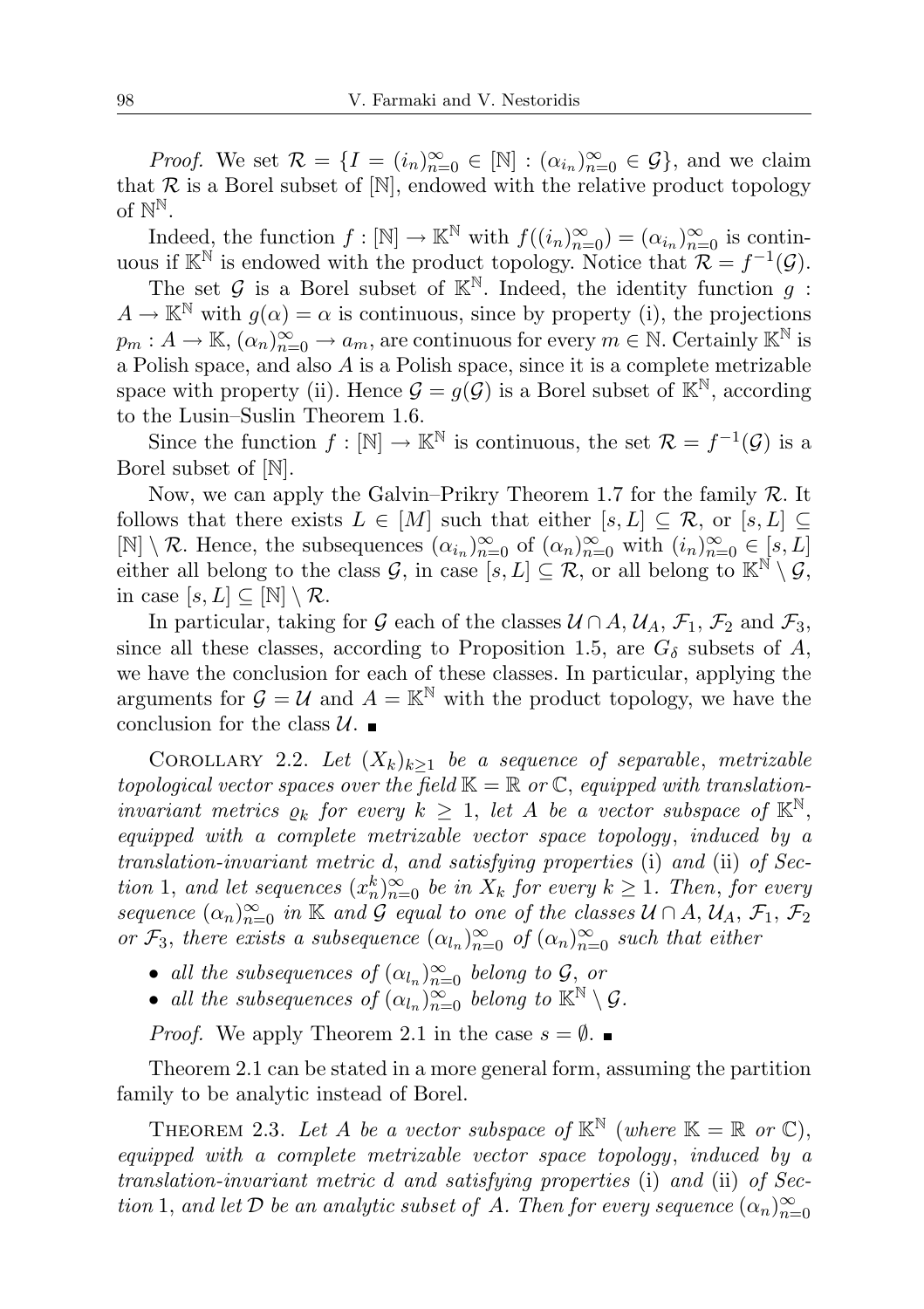*Proof.* We set $\mathcal{R} = \{I = (i_n)_{n=0}^\infty \in [\mathbb{N}] : (\alpha_{i_n})_{n=0}^\infty \in \mathcal{G}\}$, and we claim that $\mathcal{R}$ is a Borel subset of $[\mathbb{N}]$, endowed with the relative product topology of $\mathbb{N}^{\mathbb{N}}$.

Indeed, the function $f : [\mathbb{N}] \to \mathbb{K}^{\mathbb{N}}$ with $f((i_n)_{n=0}^\infty) = (\alpha_{i_n})_{n=0}^\infty$ is continuous if $\mathbb{K}^{\mathbb{N}}$ is endowed with the product topology. Notice that $\mathcal{R} = f^{-1}(\mathcal{G})$.

The set $\mathcal{G}$ is a Borel subset of $\mathbb{K}^{\mathbb{N}}$. Indeed, the identity function $g : A \to \mathbb{K}^{\mathbb{N}}$ with $g(\alpha) = \alpha$ is continuous, since by property (i), the projections $p_m : A \to \mathbb{K}$, $(\alpha_n)_{n=0}^\infty \to a_m$, are continuous for every $m \in \mathbb{N}$. Certainly $\mathbb{K}^{\mathbb{N}}$ is a Polish space, and also $A$ is a Polish space, since it is a complete metrizable space with property (ii). Hence $\mathcal{G} = g(\mathcal{G})$ is a Borel subset of $\mathbb{K}^{\mathbb{N}}$, according to the Lusin–Suslin Theorem 1.6.

Since the function $f : [\mathbb{N}] \to \mathbb{K}^{\mathbb{N}}$ is continuous, the set $\mathcal{R} = f^{-1}(\mathcal{G})$ is a Borel subset of $[\mathbb{N}]$.

Now, we can apply the Galvin–Prikry Theorem 1.7 for the family $\mathcal{R}$. It follows that there exists $L \in [M]$ such that either $[s, L] \subseteq \mathcal{R}$, or $[s, L] \subseteq [\mathbb{N}] \setminus \mathcal{R}$. Hence, the subsequences $(\alpha_{i_n})_{n=0}^\infty$ of $(\alpha_n)_{n=0}^\infty$ with $(i_n)_{n=0}^\infty \in [s, L]$ either all belong to the class $\mathcal{G}$, in case $[s, L] \subseteq \mathcal{R}$, or all belong to $\mathbb{K}^{\mathbb{N}} \setminus \mathcal{G}$, in case $[s, L] \subseteq [\mathbb{N}] \setminus \mathcal{R}$.

In particular, taking for $\mathcal{G}$ each of the classes $\mathcal{U} \cap A$, $\mathcal{U}_A$, $\mathcal{F}_1$, $\mathcal{F}_2$ and $\mathcal{F}_3$, since all these classes, according to Proposition 1.5, are $G_\delta$ subsets of $A$, we have the conclusion for each of these classes. In particular, applying the arguments for $\mathcal{G} = \mathcal{U}$ and $A = \mathbb{K}^{\mathbb{N}}$ with the product topology, we have the conclusion for the class $\mathcal{U}$. ∎

Corollary 2.2. *Let $(X_k)_{k\geq 1}$ be a sequence of separable, metrizable topological vector spaces over the field $\mathbb{K} = \mathbb{R}$ or $\mathbb{C}$, equipped with translation-invariant metrics $\varrho_k$ for every $k \geq 1$, let $A$ be a vector subspace of $\mathbb{K}^{\mathbb{N}}$, equipped with a complete metrizable vector space topology, induced by a translation-invariant metric $d$, and satisfying properties* (i) *and* (ii) *of Section* 1, *and let sequences $(x_n^k)_{n=0}^\infty$ be in $X_k$ for every $k \geq 1$. Then, for every sequence $(\alpha_n)_{n=0}^\infty$ in $\mathbb{K}$ and $\mathcal{G}$ equal to one of the classes $\mathcal{U} \cap A$, $\mathcal{U}_A$, $\mathcal{F}_1$, $\mathcal{F}_2$ or $\mathcal{F}_3$, there exists a subsequence $(\alpha_{l_n})_{n=0}^\infty$ of $(\alpha_n)_{n=0}^\infty$ such that either*

- *all the subsequences of $(\alpha_{l_n})_{n=0}^\infty$ belong to $\mathcal{G}$, or*
- *all the subsequences of $(\alpha_{l_n})_{n=0}^\infty$ belong to $\mathbb{K}^{\mathbb{N}} \setminus \mathcal{G}$.*

*Proof.* We apply Theorem 2.1 in the case $s = \emptyset$. ∎

Theorem 2.1 can be stated in a more general form, assuming the partition family to be analytic instead of Borel.

Theorem 2.3. *Let $A$ be a vector subspace of $\mathbb{K}^{\mathbb{N}}$ (where $\mathbb{K} = \mathbb{R}$ or $\mathbb{C}$), equipped with a complete metrizable vector space topology, induced by a translation-invariant metric $d$ and satisfying properties* (i) *and* (ii) *of Section* 1, *and let $\mathcal{D}$ be an analytic subset of $A$. Then for every sequence $(\alpha_n)_{n=0}^\infty$*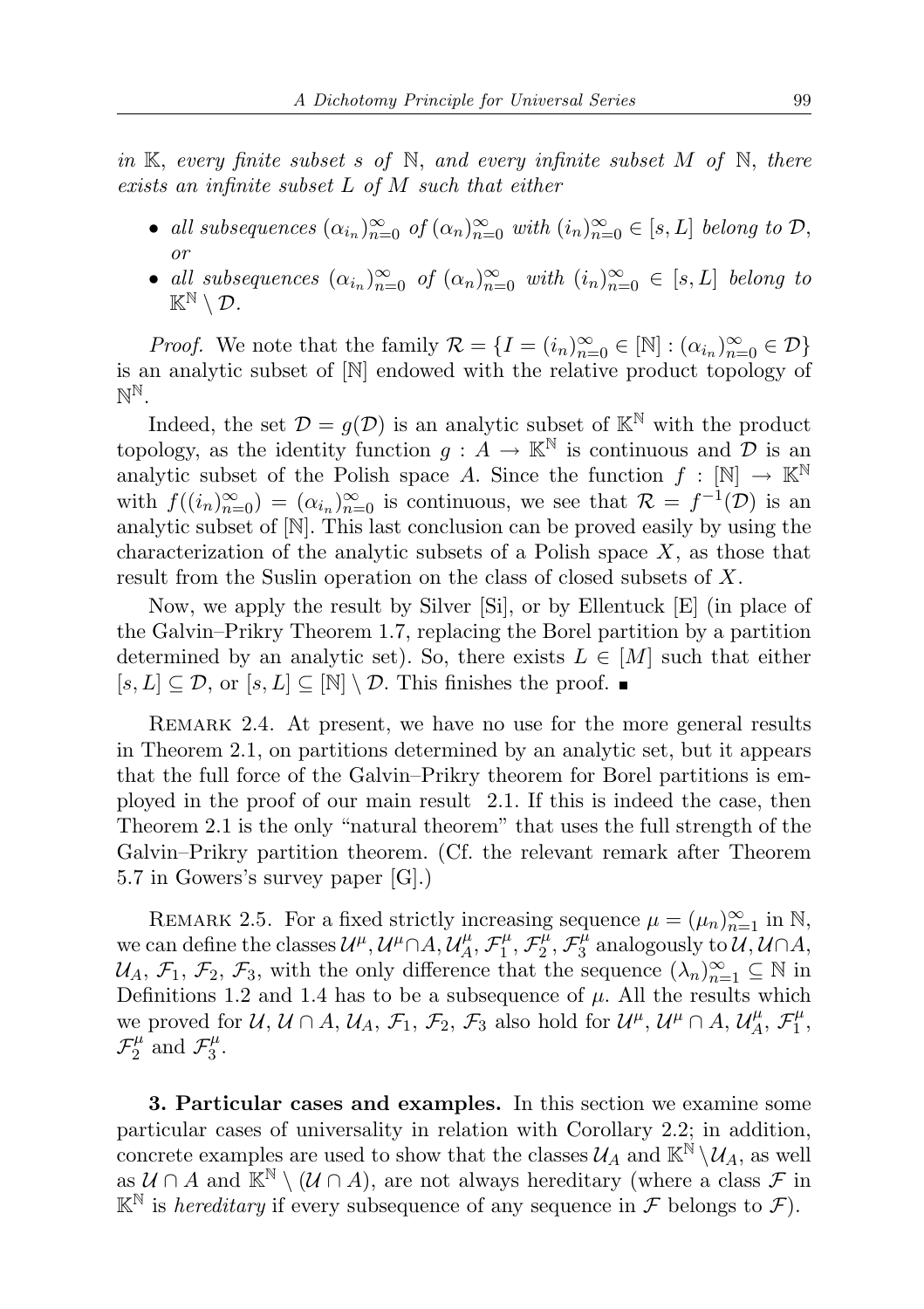*in* $\mathbb{K}$, *every finite subset* $s$ *of* $\mathbb{N}$, *and every infinite subset* $M$ *of* $\mathbb{N}$, *there exists an infinite subset* $L$ *of* $M$ *such that either*

- *all subsequences* $(\alpha_{i_n})_{n=0}^\infty$ *of* $(\alpha_n)_{n=0}^\infty$ *with* $(i_n)_{n=0}^\infty \in [s, L]$ *belong to* $\mathcal{D}$, *or*
- *all subsequences* $(\alpha_{i_n})_{n=0}^\infty$ *of* $(\alpha_n)_{n=0}^\infty$ *with* $(i_n)_{n=0}^\infty \in [s, L]$ *belong to* $\mathbb{K}^\mathbb{N} \setminus \mathcal{D}$.

*Proof.* We note that the family $\mathcal{R} = \{I = (i_n)_{n=0}^\infty \in [\mathbb{N}] : (\alpha_{i_n})_{n=0}^\infty \in \mathcal{D}\}$ is an analytic subset of $[\mathbb{N}]$ endowed with the relative product topology of $\mathbb{N}^\mathbb{N}$.

Indeed, the set $\mathcal{D} = g(\mathcal{D})$ is an analytic subset of $\mathbb{K}^\mathbb{N}$ with the product topology, as the identity function $g : A \to \mathbb{K}^\mathbb{N}$ is continuous and $\mathcal{D}$ is an analytic subset of the Polish space $A$. Since the function $f : [\mathbb{N}] \to \mathbb{K}^\mathbb{N}$ with $f((i_n)_{n=0}^\infty) = (\alpha_{i_n})_{n=0}^\infty$ is continuous, we see that $\mathcal{R} = f^{-1}(\mathcal{D})$ is an analytic subset of $[\mathbb{N}]$. This last conclusion can be proved easily by using the characterization of the analytic subsets of a Polish space $X$, as those that result from the Suslin operation on the class of closed subsets of $X$.

Now, we apply the result by Silver [Si], or by Ellentuck [E] (in place of the Galvin–Prikry Theorem 1.7, replacing the Borel partition by a partition determined by an analytic set). So, there exists $L \in [M]$ such that either $[s, L] \subseteq \mathcal{D}$, or $[s, L] \subseteq [\mathbb{N}] \setminus \mathcal{D}$. This finishes the proof. ■

Remark 2.4. At present, we have no use for the more general results in Theorem 2.1, on partitions determined by an analytic set, but it appears that the full force of the Galvin–Prikry theorem for Borel partitions is employed in the proof of our main result 2.1. If this is indeed the case, then Theorem 2.1 is the only "natural theorem" that uses the full strength of the Galvin–Prikry partition theorem. (Cf. the relevant remark after Theorem 5.7 in Gowers's survey paper [G].)

Remark 2.5. For a fixed strictly increasing sequence $\mu = (\mu_n)_{n=1}^\infty$ in $\mathbb{N}$, we can define the classes $\mathcal{U}^\mu, \mathcal{U}^\mu \cap A, \mathcal{U}^\mu_A, \mathcal{F}^\mu_1, \mathcal{F}^\mu_2, \mathcal{F}^\mu_3$ analogously to $\mathcal{U}, \mathcal{U} \cap A$, $\mathcal{U}_A$, $\mathcal{F}_1$, $\mathcal{F}_2$, $\mathcal{F}_3$, with the only difference that the sequence $(\lambda_n)_{n=1}^\infty \subseteq \mathbb{N}$ in Definitions 1.2 and 1.4 has to be a subsequence of $\mu$. All the results which we proved for $\mathcal{U}$, $\mathcal{U} \cap A$, $\mathcal{U}_A$, $\mathcal{F}_1$, $\mathcal{F}_2$, $\mathcal{F}_3$ also hold for $\mathcal{U}^\mu$, $\mathcal{U}^\mu \cap A$, $\mathcal{U}^\mu_A$, $\mathcal{F}^\mu_1$, $\mathcal{F}^\mu_2$ and $\mathcal{F}^\mu_3$.

**3. Particular cases and examples.** In this section we examine some particular cases of universality in relation with Corollary 2.2; in addition, concrete examples are used to show that the classes $\mathcal{U}_A$ and $\mathbb{K}^\mathbb{N} \setminus \mathcal{U}_A$, as well as $\mathcal{U} \cap A$ and $\mathbb{K}^\mathbb{N} \setminus (\mathcal{U} \cap A)$, are not always hereditary (where a class $\mathcal{F}$ in $\mathbb{K}^\mathbb{N}$ is *hereditary* if every subsequence of any sequence in $\mathcal{F}$ belongs to $\mathcal{F}$).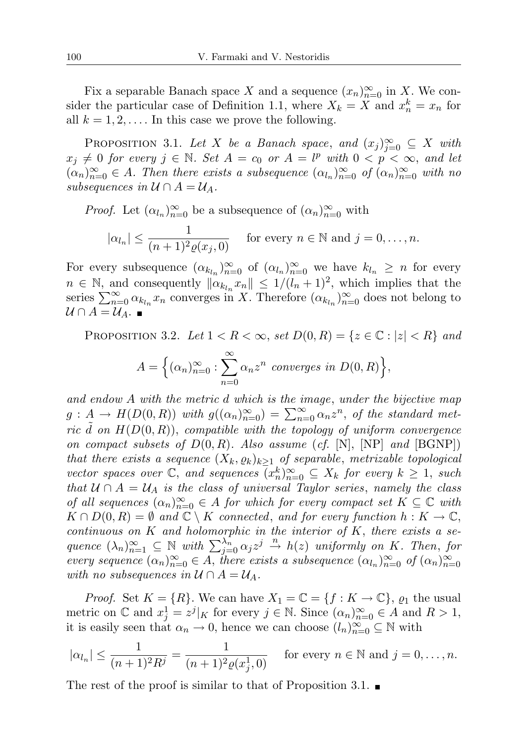Fix a separable Banach space $X$ and a sequence $(x_n)_{n=0}^{\infty}$ in $X$. We consider the particular case of Definition 1.1, where $X_k = X$ and $x_n^k = x_n$ for all $k = 1, 2, \ldots$. In this case we prove the following.

PROPOSITION 3.1. *Let $X$ be a Banach space, and $(x_j)_{j=0}^{\infty} \subseteq X$ with $x_j \neq 0$ for every $j \in \mathbb{N}$. Set $A = c_0$ or $A = l^p$ with $0 < p < \infty$, and let $(\alpha_n)_{n=0}^{\infty} \in A$. Then there exists a subsequence $(\alpha_{l_n})_{n=0}^{\infty}$ of $(\alpha_n)_{n=0}^{\infty}$ with no subsequences in $\mathcal{U} \cap A = \mathcal{U}_A$.*

*Proof.* Let $(\alpha_{l_n})_{n=0}^{\infty}$ be a subsequence of $(\alpha_n)_{n=0}^{\infty}$ with

$$|\alpha_{l_n}| \leq \frac{1}{(n+1)^2 \varrho(x_j, 0)} \quad \text{for every } n \in \mathbb{N} \text{ and } j = 0, \ldots, n.$$

For every subsequence $(\alpha_{k_{l_n}})_{n=0}^{\infty}$ of $(\alpha_{l_n})_{n=0}^{\infty}$ we have $k_{l_n} \geq n$ for every $n \in \mathbb{N}$, and consequently $\|\alpha_{k_{l_n}} x_n\| \leq 1/(l_n + 1)^2$, which implies that the series $\sum_{n=0}^{\infty} \alpha_{k_{l_n}} x_n$ converges in $X$. Therefore $(\alpha_{k_{l_n}})_{n=0}^{\infty}$ does not belong to $\mathcal{U} \cap A = \mathcal{U}_A$. ■

PROPOSITION 3.2. *Let $1 < R < \infty$, set $D(0, R) = \{z \in \mathbb{C} : |z| < R\}$ and*

$$A = \Big\{ (\alpha_n)_{n=0}^{\infty} : \sum_{n=0}^{\infty} \alpha_n z^n \text{ converges in } D(0, R) \Big\},$$

*and endow $A$ with the metric $d$ which is the image, under the bijective map $g : A \to H(D(0, R))$ with $g((\alpha_n)_{n=0}^{\infty}) = \sum_{n=0}^{\infty} \alpha_n z^n$, of the standard metric $\tilde{d}$ on $H(D(0, R))$, compatible with the topology of uniform convergence on compact subsets of $D(0, R)$. Also assume (cf. [N], [NP] and [BGNP]) that there exists a sequence $(X_k, \varrho_k)_{k \geq 1}$ of separable, metrizable topological vector spaces over $\mathbb{C}$, and sequences $(x_n^k)_{n=0}^{\infty} \subseteq X_k$ for every $k \geq 1$, such that $\mathcal{U} \cap A = \mathcal{U}_A$ is the class of universal Taylor series, namely the class of all sequences $(\alpha_n)_{n=0}^{\infty} \in A$ for which for every compact set $K \subseteq \mathbb{C}$ with $K \cap D(0, R) = \emptyset$ and $\mathbb{C} \setminus K$ connected, and for every function $h : K \to \mathbb{C}$, continuous on $K$ and holomorphic in the interior of $K$, there exists a sequence $(\lambda_n)_{n=1}^{\infty} \subseteq \mathbb{N}$ with $\sum_{j=0}^{\lambda_n} \alpha_j z^j \xrightarrow{n} h(z)$ uniformly on $K$. Then, for every sequence $(\alpha_n)_{n=0}^{\infty} \in A$, there exists a subsequence $(\alpha_{l_n})_{n=0}^{\infty}$ of $(\alpha_n)_{n=0}^{\infty}$ with no subsequences in $\mathcal{U} \cap A = \mathcal{U}_A$.*

*Proof.* Set $K = \{R\}$. We can have $X_1 = \mathbb{C} = \{f : K \to \mathbb{C}\}$, $\varrho_1$ the usual metric on $\mathbb{C}$ and $x_j^1 = z^j|_K$ for every $j \in \mathbb{N}$. Since $(\alpha_n)_{n=0}^{\infty} \in A$ and $R > 1$, it is easily seen that $\alpha_n \to 0$, hence we can choose $(l_n)_{n=0}^{\infty} \subseteq \mathbb{N}$ with

$$|\alpha_{l_n}| \leq \frac{1}{(n+1)^2 R^j} = \frac{1}{(n+1)^2 \varrho(x_j^1, 0)} \quad \text{for every } n \in \mathbb{N} \text{ and } j = 0, \ldots, n.$$

The rest of the proof is similar to that of Proposition 3.1. ■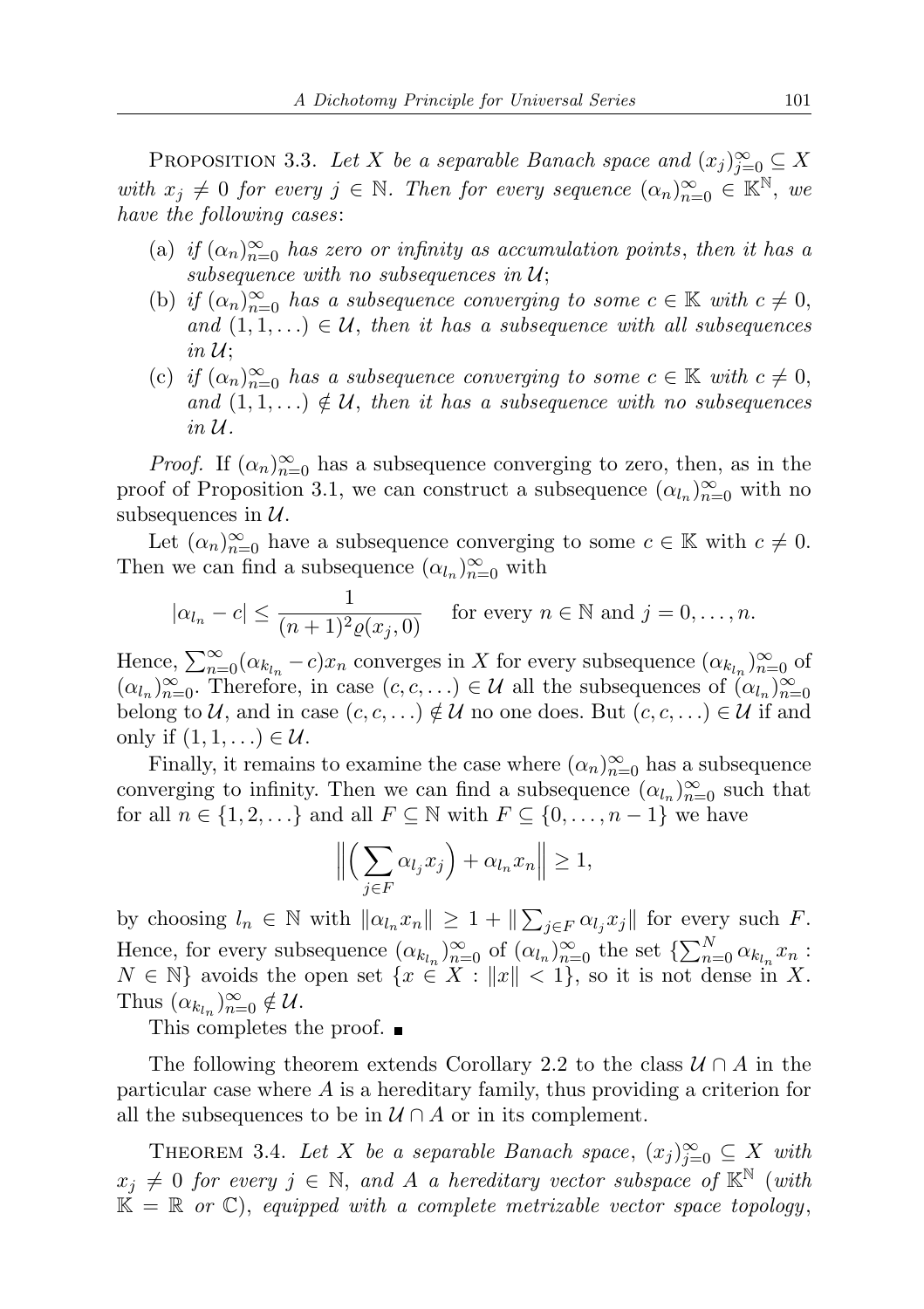PROPOSITION 3.3. *Let $X$ be a separable Banach space and $(x_j)_{j=0}^{\infty} \subseteq X$ with $x_j \neq 0$ for every $j \in \mathbb{N}$. Then for every sequence $(\alpha_n)_{n=0}^{\infty} \in \mathbb{K}^{\mathbb{N}}$, we have the following cases*:

(a) *if $(\alpha_n)_{n=0}^{\infty}$ has zero or infinity as accumulation points, then it has a subsequence with no subsequences in $\mathcal{U}$*;

(b) *if $(\alpha_n)_{n=0}^{\infty}$ has a subsequence converging to some $c \in \mathbb{K}$ with $c \neq 0$, and $(1, 1, \ldots) \in \mathcal{U}$, then it has a subsequence with all subsequences in $\mathcal{U}$*;

(c) *if $(\alpha_n)_{n=0}^{\infty}$ has a subsequence converging to some $c \in \mathbb{K}$ with $c \neq 0$, and $(1, 1, \ldots) \notin \mathcal{U}$, then it has a subsequence with no subsequences in $\mathcal{U}$*.

*Proof.* If $(\alpha_n)_{n=0}^{\infty}$ has a subsequence converging to zero, then, as in the proof of Proposition 3.1, we can construct a subsequence $(\alpha_{l_n})_{n=0}^{\infty}$ with no subsequences in $\mathcal{U}$.

Let $(\alpha_n)_{n=0}^{\infty}$ have a subsequence converging to some $c \in \mathbb{K}$ with $c \neq 0$. Then we can find a subsequence $(\alpha_{l_n})_{n=0}^{\infty}$ with

$$|\alpha_{l_n} - c| \leq \frac{1}{(n+1)^2 \varrho(x_j, 0)} \quad \text{for every } n \in \mathbb{N} \text{ and } j = 0, \ldots, n.$$

Hence, $\sum_{n=0}^{\infty} (\alpha_{k_{l_n}} - c) x_n$ converges in $X$ for every subsequence $(\alpha_{k_{l_n}})_{n=0}^{\infty}$ of $(\alpha_{l_n})_{n=0}^{\infty}$. Therefore, in case $(c, c, \ldots) \in \mathcal{U}$ all the subsequences of $(\alpha_{l_n})_{n=0}^{\infty}$ belong to $\mathcal{U}$, and in case $(c, c, \ldots) \notin \mathcal{U}$ no one does. But $(c, c, \ldots) \in \mathcal{U}$ if and only if $(1, 1, \ldots) \in \mathcal{U}$.

Finally, it remains to examine the case where $(\alpha_n)_{n=0}^{\infty}$ has a subsequence converging to infinity. Then we can find a subsequence $(\alpha_{l_n})_{n=0}^{\infty}$ such that for all $n \in \{1, 2, \ldots\}$ and all $F \subseteq \mathbb{N}$ with $F \subseteq \{0, \ldots, n-1\}$ we have

$$\Big\| \Big( \sum_{j \in F} \alpha_{l_j} x_j \Big) + \alpha_{l_n} x_n \Big\| \geq 1,$$

by choosing $l_n \in \mathbb{N}$ with $\|\alpha_{l_n} x_n\| \geq 1 + \|\sum_{j \in F} \alpha_{l_j} x_j\|$ for every such $F$. Hence, for every subsequence $(\alpha_{k_{l_n}})_{n=0}^{\infty}$ of $(\alpha_{l_n})_{n=0}^{\infty}$ the set $\{\sum_{n=0}^{N} \alpha_{k_{l_n}} x_n : N \in \mathbb{N}\}$ avoids the open set $\{x \in X : \|x\| < 1\}$, so it is not dense in $X$. Thus $(\alpha_{k_{l_n}})_{n=0}^{\infty} \notin \mathcal{U}$.

This completes the proof. ■

The following theorem extends Corollary 2.2 to the class $\mathcal{U} \cap A$ in the particular case where $A$ is a hereditary family, thus providing a criterion for all the subsequences to be in $\mathcal{U} \cap A$ or in its complement.

THEOREM 3.4. *Let $X$ be a separable Banach space, $(x_j)_{j=0}^{\infty} \subseteq X$ with $x_j \neq 0$ for every $j \in \mathbb{N}$, and $A$ a hereditary vector subspace of $\mathbb{K}^{\mathbb{N}}$ (with $\mathbb{K} = \mathbb{R}$ or $\mathbb{C}$), equipped with a complete metrizable vector space topology*,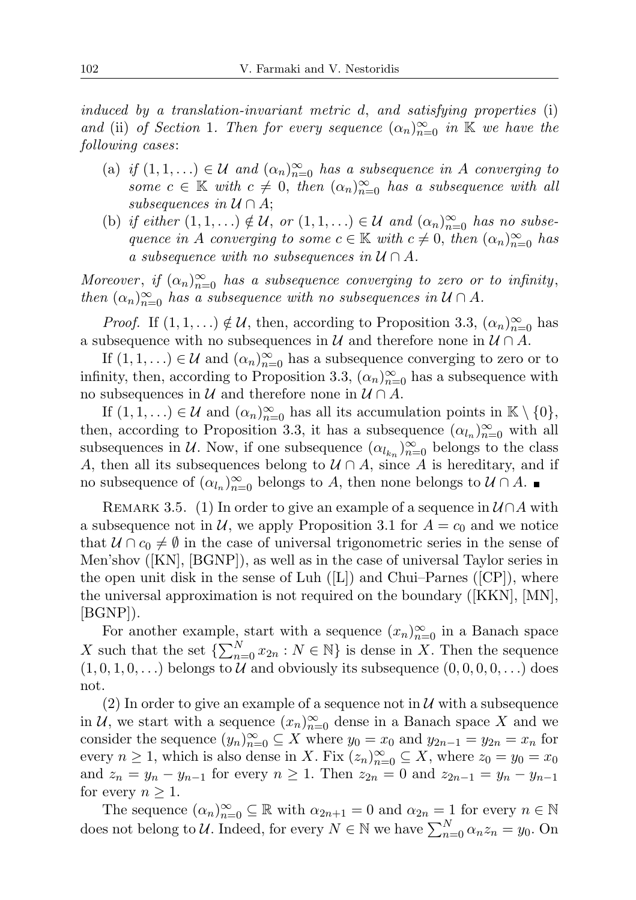*induced by a translation-invariant metric $d$, and satisfying properties* (i) *and* (ii) *of Section* 1. *Then for every sequence $(\alpha_n)_{n=0}^{\infty}$ in $\mathbb{K}$ we have the following cases*:

- (a) *if $(1, 1, \dots) \in \mathcal{U}$ and $(\alpha_n)_{n=0}^{\infty}$ has a subsequence in $A$ converging to some $c \in \mathbb{K}$ with $c \neq 0$, then $(\alpha_n)_{n=0}^{\infty}$ has a subsequence with all subsequences in $\mathcal{U} \cap A$*;
- (b) *if either $(1, 1, \dots) \notin \mathcal{U}$, or $(1, 1, \dots) \in \mathcal{U}$ and $(\alpha_n)_{n=0}^{\infty}$ has no subsequence in $A$ converging to some $c \in \mathbb{K}$ with $c \neq 0$, then $(\alpha_n)_{n=0}^{\infty}$ has a subsequence with no subsequences in $\mathcal{U} \cap A$.*

*Moreover*, *if $(\alpha_n)_{n=0}^{\infty}$ has a subsequence converging to zero or to infinity*, *then $(\alpha_n)_{n=0}^{\infty}$ has a subsequence with no subsequences in $\mathcal{U} \cap A$.*

*Proof.* If $(1, 1, \dots) \notin \mathcal{U}$, then, according to Proposition 3.3, $(\alpha_n)_{n=0}^{\infty}$ has a subsequence with no subsequences in $\mathcal{U}$ and therefore none in $\mathcal{U} \cap A$.

If $(1, 1, \dots) \in \mathcal{U}$ and $(\alpha_n)_{n=0}^{\infty}$ has a subsequence converging to zero or to infinity, then, according to Proposition 3.3, $(\alpha_n)_{n=0}^{\infty}$ has a subsequence with no subsequences in $\mathcal{U}$ and therefore none in $\mathcal{U} \cap A$.

If $(1, 1, \dots) \in \mathcal{U}$ and $(\alpha_n)_{n=0}^{\infty}$ has all its accumulation points in $\mathbb{K} \setminus \{0\}$, then, according to Proposition 3.3, it has a subsequence $(\alpha_{l_n})_{n=0}^{\infty}$ with all subsequences in $\mathcal{U}$. Now, if one subsequence $(\alpha_{l_{k_n}})_{n=0}^{\infty}$ belongs to the class $A$, then all its subsequences belong to $\mathcal{U} \cap A$, since $A$ is hereditary, and if no subsequence of $(\alpha_{l_n})_{n=0}^{\infty}$ belongs to $A$, then none belongs to $\mathcal{U} \cap A$. ∎

REMARK 3.5. (1) In order to give an example of a sequence in $\mathcal{U} \cap A$ with a subsequence not in $\mathcal{U}$, we apply Proposition 3.1 for $A = c_0$ and we notice that $\mathcal{U} \cap c_0 \neq \emptyset$ in the case of universal trigonometric series in the sense of Men'shov ([KN], [BGNP]), as well as in the case of universal Taylor series in the open unit disk in the sense of Luh ([L]) and Chui–Parnes ([CP]), where the universal approximation is not required on the boundary ([KKN], [MN], [BGNP]).

For another example, start with a sequence $(x_n)_{n=0}^{\infty}$ in a Banach space $X$ such that the set $\{\sum_{n=0}^{N} x_{2n} : N \in \mathbb{N}\}$ is dense in $X$. Then the sequence $(1, 0, 1, 0, \dots)$ belongs to $\mathcal{U}$ and obviously its subsequence $(0, 0, 0, 0, \dots)$ does not.

(2) In order to give an example of a sequence not in $\mathcal{U}$ with a subsequence in $\mathcal{U}$, we start with a sequence $(x_n)_{n=0}^{\infty}$ dense in a Banach space $X$ and we consider the sequence $(y_n)_{n=0}^{\infty} \subseteq X$ where $y_0 = x_0$ and $y_{2n-1} = y_{2n} = x_n$ for every $n \geq 1$, which is also dense in $X$. Fix $(z_n)_{n=0}^{\infty} \subseteq X$, where $z_0 = y_0 = x_0$ and $z_n = y_n - y_{n-1}$ for every $n \geq 1$. Then $z_{2n} = 0$ and $z_{2n-1} = y_n - y_{n-1}$ for every $n \geq 1$.

The sequence $(\alpha_n)_{n=0}^{\infty} \subseteq \mathbb{R}$ with $\alpha_{2n+1} = 0$ and $\alpha_{2n} = 1$ for every $n \in \mathbb{N}$ does not belong to $\mathcal{U}$. Indeed, for every $N \in \mathbb{N}$ we have $\sum_{n=0}^{N} \alpha_n z_n = y_0$. On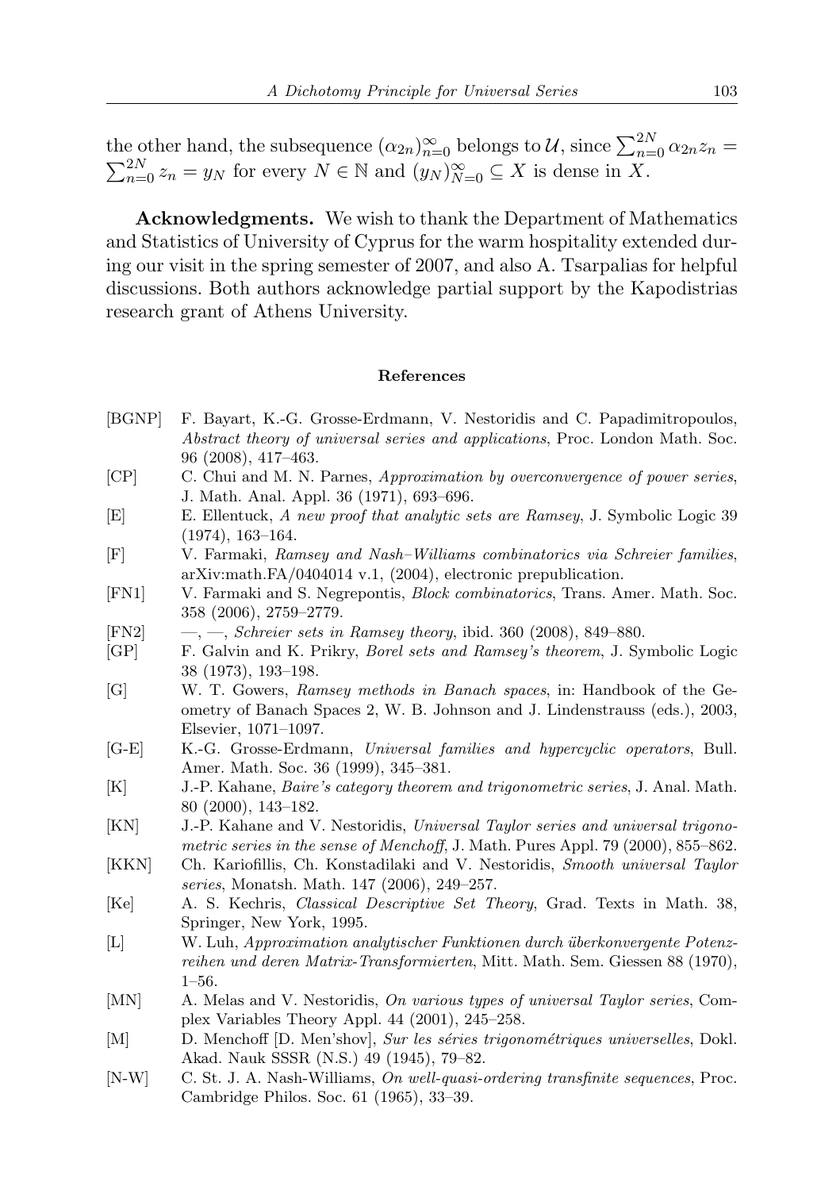the other hand, the subsequence $(\alpha_{2n})_{n=0}^{\infty}$ belongs to $\mathcal{U}$, since $\sum_{n=0}^{2N} \alpha_{2n} z_n = \sum_{n=0}^{2N} z_n = y_N$ for every $N \in \mathbb{N}$ and $(y_N)_{N=0}^{\infty} \subseteq X$ is dense in $X$.

**Acknowledgments.** We wish to thank the Department of Mathematics and Statistics of University of Cyprus for the warm hospitality extended during our visit in the spring semester of 2007, and also A. Tsarpalias for helpful discussions. Both authors acknowledge partial support by the Kapodistrias research grant of Athens University.

## References

- [BGNP] F. Bayart, K.-G. Grosse-Erdmann, V. Nestoridis and C. Papadimitropoulos, *Abstract theory of universal series and applications*, Proc. London Math. Soc. 96 (2008), 417–463.
- [CP] C. Chui and M. N. Parnes, *Approximation by overconvergence of power series*, J. Math. Anal. Appl. 36 (1971), 693–696.
- [E] E. Ellentuck, *A new proof that analytic sets are Ramsey*, J. Symbolic Logic 39 (1974), 163–164.
- [F] V. Farmaki, *Ramsey and Nash–Williams combinatorics via Schreier families*, arXiv:math.FA/0404014 v.1, (2004), electronic prepublication.
- [FN1] V. Farmaki and S. Negrepontis, *Block combinatorics*, Trans. Amer. Math. Soc. 358 (2006), 2759–2779.
- [FN2] —, —, *Schreier sets in Ramsey theory*, ibid. 360 (2008), 849–880.
- [GP] F. Galvin and K. Prikry, *Borel sets and Ramsey's theorem*, J. Symbolic Logic 38 (1973), 193–198.
- [G] W. T. Gowers, *Ramsey methods in Banach spaces*, in: Handbook of the Geometry of Banach Spaces 2, W. B. Johnson and J. Lindenstrauss (eds.), 2003, Elsevier, 1071–1097.
- [G-E] K.-G. Grosse-Erdmann, *Universal families and hypercyclic operators*, Bull. Amer. Math. Soc. 36 (1999), 345–381.
- [K] J.-P. Kahane, *Baire's category theorem and trigonometric series*, J. Anal. Math. 80 (2000), 143–182.
- [KN] J.-P. Kahane and V. Nestoridis, *Universal Taylor series and universal trigonometric series in the sense of Menchoff*, J. Math. Pures Appl. 79 (2000), 855–862.
- [KKN] Ch. Kariofillis, Ch. Konstadilaki and V. Nestoridis, *Smooth universal Taylor series*, Monatsh. Math. 147 (2006), 249–257.
- [Ke] A. S. Kechris, *Classical Descriptive Set Theory*, Grad. Texts in Math. 38, Springer, New York, 1995.
- [L] W. Luh, *Approximation analytischer Funktionen durch überkonvergente Potenzreihen und deren Matrix-Transformierten*, Mitt. Math. Sem. Giessen 88 (1970), 1–56.
- [MN] A. Melas and V. Nestoridis, *On various types of universal Taylor series*, Complex Variables Theory Appl. 44 (2001), 245–258.
- [M] D. Menchoff [D. Men'shov], *Sur les séries trigonométriques universelles*, Dokl. Akad. Nauk SSSR (N.S.) 49 (1945), 79–82.
- [N-W] C. St. J. A. Nash-Williams, *On well-quasi-ordering transfinite sequences*, Proc. Cambridge Philos. Soc. 61 (1965), 33–39.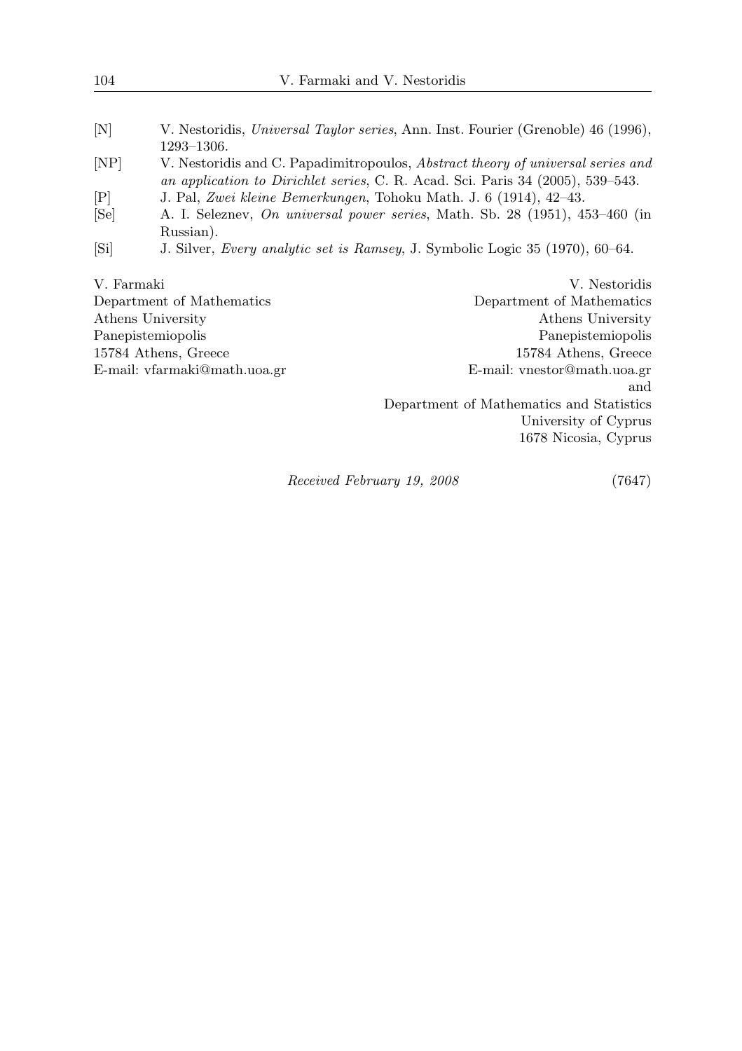[N] V. Nestoridis, *Universal Taylor series*, Ann. Inst. Fourier (Grenoble) 46 (1996), 1293–1306.

[NP] V. Nestoridis and C. Papadimitropoulos, *Abstract theory of universal series and an application to Dirichlet series*, C. R. Acad. Sci. Paris 34 (2005), 539–543.

[P] J. Pal, *Zwei kleine Bemerkungen*, Tohoku Math. J. 6 (1914), 42–43.

[Se] A. I. Seleznev, *On universal power series*, Math. Sb. 28 (1951), 453–460 (in Russian).

[Si] J. Silver, *Every analytic set is Ramsey*, J. Symbolic Logic 35 (1970), 60–64.

V. Farmaki
Department of Mathematics
Athens University
Panepistemiopolis
15784 Athens, Greece
E-mail: vfarmaki@math.uoa.gr

V. Nestoridis
Department of Mathematics
Athens University
Panepistemiopolis
15784 Athens, Greece
E-mail: vnestor@math.uoa.gr
and
Department of Mathematics and Statistics
University of Cyprus
1678 Nicosia, Cyprus

*Received February 19, 2008* (7647)